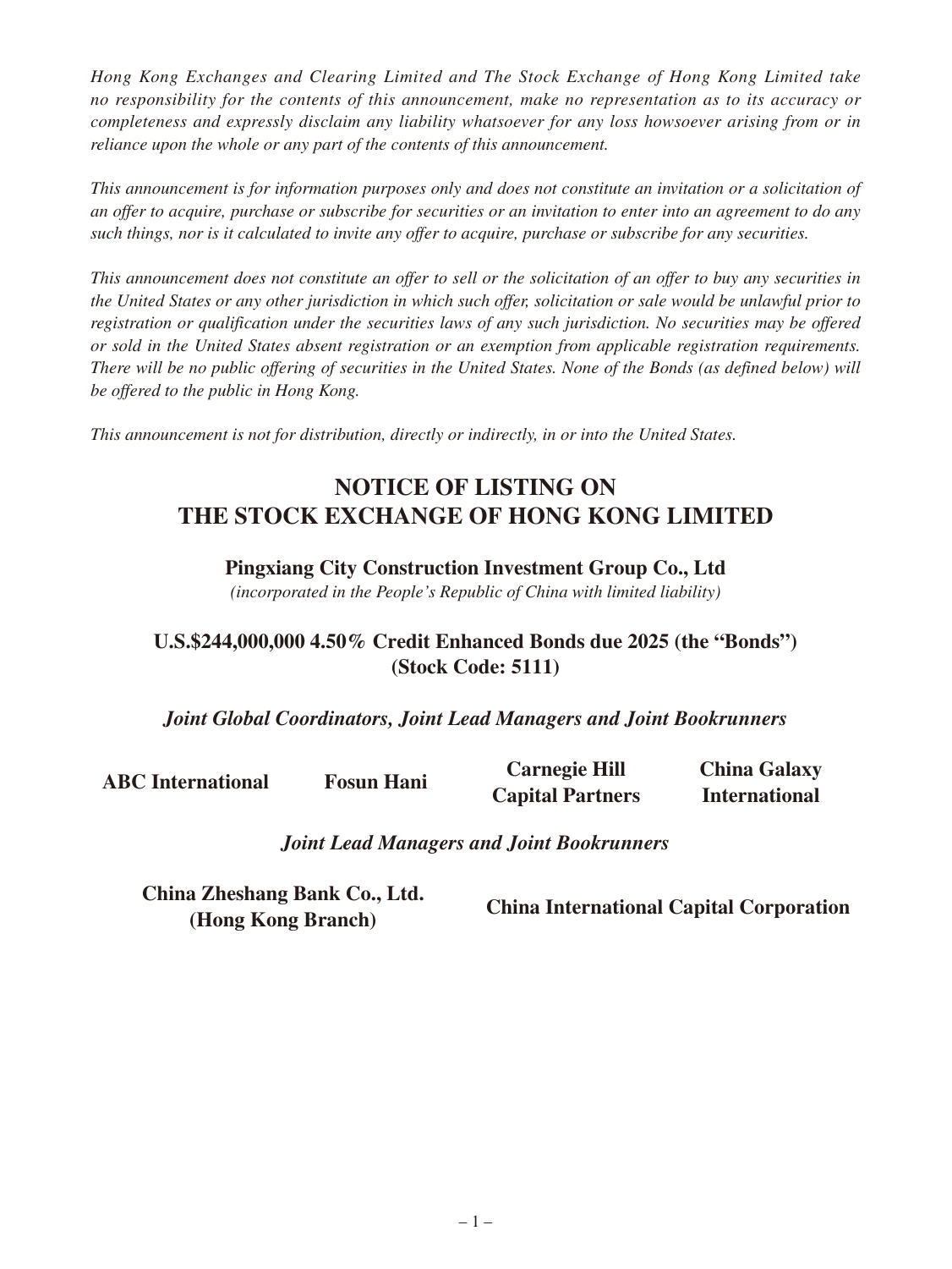*Hong Kong Exchanges and Clearing Limited and The Stock Exchange of Hong Kong Limited take no responsibility for the contents of this announcement, make no representation as to its accuracy or completeness and expressly disclaim any liability whatsoever for any loss howsoever arising from or in reliance upon the whole or any part of the contents of this announcement.*

*This announcement is for information purposes only and does not constitute an invitation or a solicitation of an offer to acquire, purchase or subscribe for securities or an invitation to enter into an agreement to do any such things, nor is it calculated to invite any offer to acquire, purchase or subscribe for any securities.*

*This announcement does not constitute an offer to sell or the solicitation of an offer to buy any securities in the United States or any other jurisdiction in which such offer, solicitation or sale would be unlawful prior to registration or qualification under the securities laws of any such jurisdiction. No securities may be offered or sold in the United States absent registration or an exemption from applicable registration requirements. There will be no public offering of securities in the United States. None of the Bonds (as defined below) will be offered to the public in Hong Kong.*

*This announcement is not for distribution, directly or indirectly, in or into the United States.*

# NOTICE OF LISTING ON THE STOCK EXCHANGE OF HONG KONG LIMITED

**Pingxiang City Construction Investment Group Co., Ltd**

*(incorporated in the People's Republic of China with limited liability)*

**U.S.$244,000,000 4.50% Credit Enhanced Bonds due 2025 (the "Bonds")**
**(Stock Code: 5111)**

***Joint Global Coordinators, Joint Lead Managers and Joint Bookrunners***

**ABC International** | **Fosun Hani** | **Carnegie Hill Capital Partners** | **China Galaxy International**

***Joint Lead Managers and Joint Bookrunners***

**China Zheshang Bank Co., Ltd. (Hong Kong Branch)** | **China International Capital Corporation**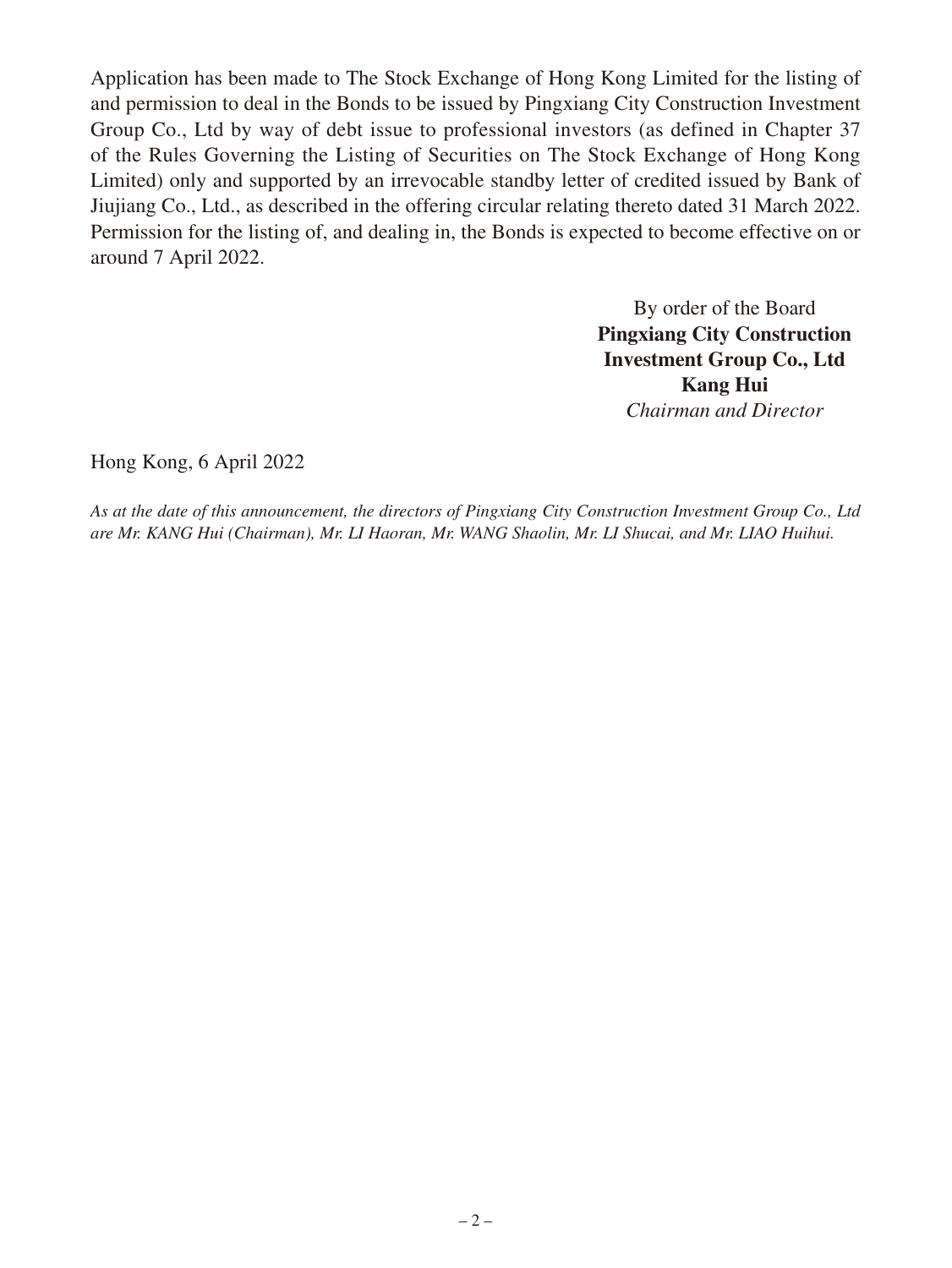Application has been made to The Stock Exchange of Hong Kong Limited for the listing of and permission to deal in the Bonds to be issued by Pingxiang City Construction Investment Group Co., Ltd by way of debt issue to professional investors (as defined in Chapter 37 of the Rules Governing the Listing of Securities on The Stock Exchange of Hong Kong Limited) only and supported by an irrevocable standby letter of credited issued by Bank of Jiujiang Co., Ltd., as described in the offering circular relating thereto dated 31 March 2022. Permission for the listing of, and dealing in, the Bonds is expected to become effective on or around 7 April 2022.

By order of the Board
**Pingxiang City Construction Investment Group Co., Ltd**
**Kang Hui**
*Chairman and Director*

Hong Kong, 6 April 2022

*As at the date of this announcement, the directors of Pingxiang City Construction Investment Group Co., Ltd are Mr. KANG Hui (Chairman), Mr. LI Haoran, Mr. WANG Shaolin, Mr. LI Shucai, and Mr. LIAO Huihui.*